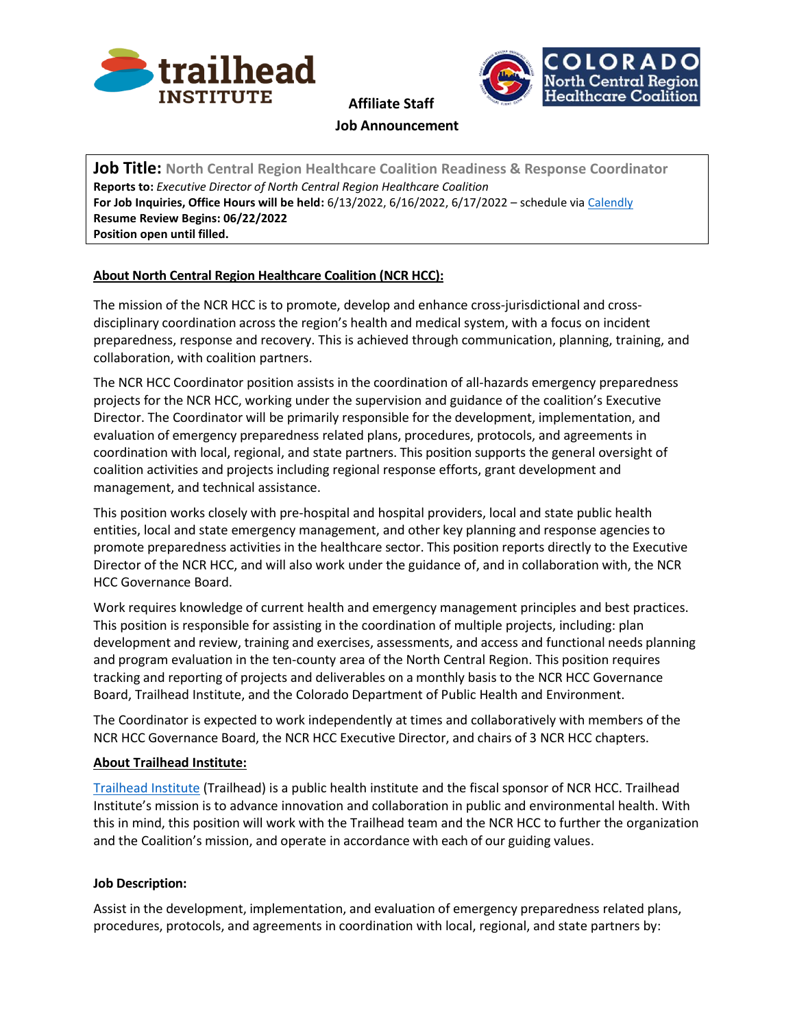**Affiliate Staff**

**Job Announcement**

**Job Title:** **North Central Region Healthcare Coalition Readiness & Response Coordinator**
**Reports to:** *Executive Director of North Central Region Healthcare Coalition*
**For Job Inquiries, Office Hours will be held:** 6/13/2022, 6/16/2022, 6/17/2022 – schedule via Calendly
**Resume Review Begins: 06/22/2022**
**Position open until filled.**

**About North Central Region Healthcare Coalition (NCR HCC):**

The mission of the NCR HCC is to promote, develop and enhance cross-jurisdictional and cross-disciplinary coordination across the region's health and medical system, with a focus on incident preparedness, response and recovery. This is achieved through communication, planning, training, and collaboration, with coalition partners.

The NCR HCC Coordinator position assists in the coordination of all-hazards emergency preparedness projects for the NCR HCC, working under the supervision and guidance of the coalition's Executive Director. The Coordinator will be primarily responsible for the development, implementation, and evaluation of emergency preparedness related plans, procedures, protocols, and agreements in coordination with local, regional, and state partners. This position supports the general oversight of coalition activities and projects including regional response efforts, grant development and management, and technical assistance.

This position works closely with pre-hospital and hospital providers, local and state public health entities, local and state emergency management, and other key planning and response agencies to promote preparedness activities in the healthcare sector. This position reports directly to the Executive Director of the NCR HCC, and will also work under the guidance of, and in collaboration with, the NCR HCC Governance Board.

Work requires knowledge of current health and emergency management principles and best practices. This position is responsible for assisting in the coordination of multiple projects, including: plan development and review, training and exercises, assessments, and access and functional needs planning and program evaluation in the ten-county area of the North Central Region. This position requires tracking and reporting of projects and deliverables on a monthly basis to the NCR HCC Governance Board, Trailhead Institute, and the Colorado Department of Public Health and Environment.

The Coordinator is expected to work independently at times and collaboratively with members of the NCR HCC Governance Board, the NCR HCC Executive Director, and chairs of 3 NCR HCC chapters.

**About Trailhead Institute:**

Trailhead Institute (Trailhead) is a public health institute and the fiscal sponsor of NCR HCC. Trailhead Institute's mission is to advance innovation and collaboration in public and environmental health. With this in mind, this position will work with the Trailhead team and the NCR HCC to further the organization and the Coalition's mission, and operate in accordance with each of our guiding values.

**Job Description:**

Assist in the development, implementation, and evaluation of emergency preparedness related plans, procedures, protocols, and agreements in coordination with local, regional, and state partners by: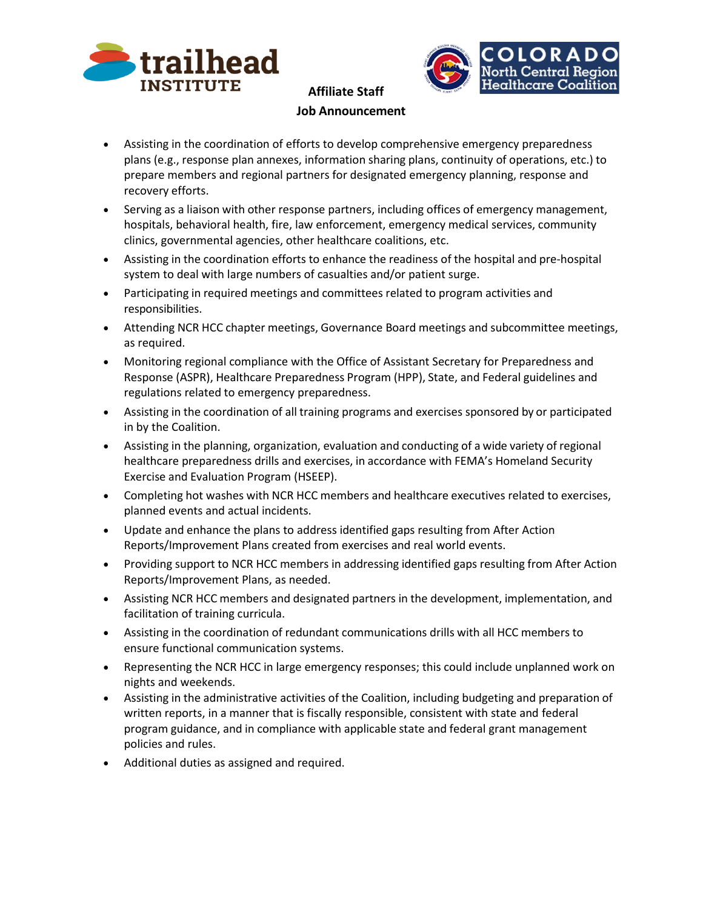**Affiliate Staff**

**Job Announcement**

- Assisting in the coordination of efforts to develop comprehensive emergency preparedness plans (e.g., response plan annexes, information sharing plans, continuity of operations, etc.) to prepare members and regional partners for designated emergency planning, response and recovery efforts.
- Serving as a liaison with other response partners, including offices of emergency management, hospitals, behavioral health, fire, law enforcement, emergency medical services, community clinics, governmental agencies, other healthcare coalitions, etc.
- Assisting in the coordination efforts to enhance the readiness of the hospital and pre-hospital system to deal with large numbers of casualties and/or patient surge.
- Participating in required meetings and committees related to program activities and responsibilities.
- Attending NCR HCC chapter meetings, Governance Board meetings and subcommittee meetings, as required.
- Monitoring regional compliance with the Office of Assistant Secretary for Preparedness and Response (ASPR), Healthcare Preparedness Program (HPP), State, and Federal guidelines and regulations related to emergency preparedness.
- Assisting in the coordination of all training programs and exercises sponsored by or participated in by the Coalition.
- Assisting in the planning, organization, evaluation and conducting of a wide variety of regional healthcare preparedness drills and exercises, in accordance with FEMA's Homeland Security Exercise and Evaluation Program (HSEEP).
- Completing hot washes with NCR HCC members and healthcare executives related to exercises, planned events and actual incidents.
- Update and enhance the plans to address identified gaps resulting from After Action Reports/Improvement Plans created from exercises and real world events.
- Providing support to NCR HCC members in addressing identified gaps resulting from After Action Reports/Improvement Plans, as needed.
- Assisting NCR HCC members and designated partners in the development, implementation, and facilitation of training curricula.
- Assisting in the coordination of redundant communications drills with all HCC members to ensure functional communication systems.
- Representing the NCR HCC in large emergency responses; this could include unplanned work on nights and weekends.
- Assisting in the administrative activities of the Coalition, including budgeting and preparation of written reports, in a manner that is fiscally responsible, consistent with state and federal program guidance, and in compliance with applicable state and federal grant management policies and rules.
- Additional duties as assigned and required.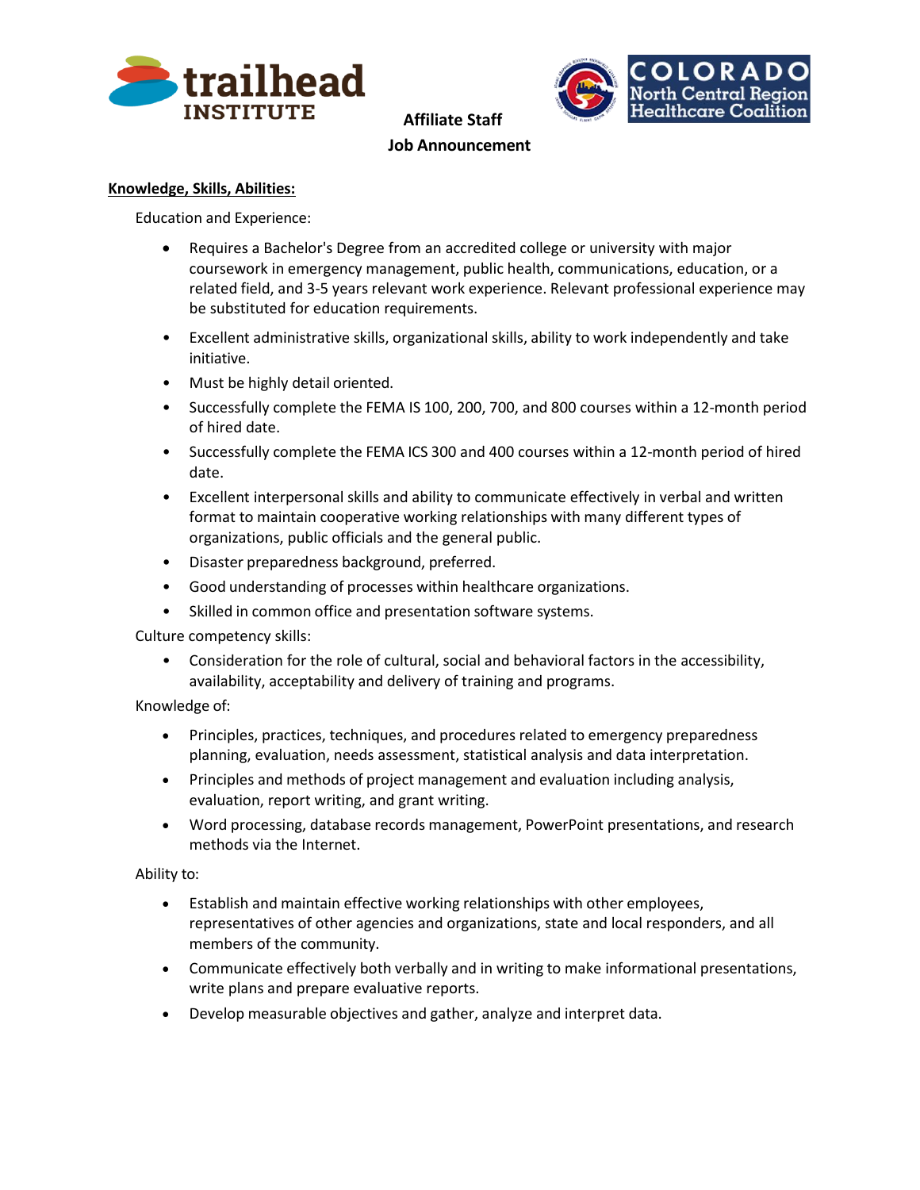**Affiliate Staff**

**Job Announcement**

**Knowledge, Skills, Abilities:**

Education and Experience:

- Requires a Bachelor's Degree from an accredited college or university with major coursework in emergency management, public health, communications, education, or a related field, and 3-5 years relevant work experience. Relevant professional experience may be substituted for education requirements.
- Excellent administrative skills, organizational skills, ability to work independently and take initiative.
- Must be highly detail oriented.
- Successfully complete the FEMA IS 100, 200, 700, and 800 courses within a 12-month period of hired date.
- Successfully complete the FEMA ICS 300 and 400 courses within a 12-month period of hired date.
- Excellent interpersonal skills and ability to communicate effectively in verbal and written format to maintain cooperative working relationships with many different types of organizations, public officials and the general public.
- Disaster preparedness background, preferred.
- Good understanding of processes within healthcare organizations.
- Skilled in common office and presentation software systems.

Culture competency skills:

- Consideration for the role of cultural, social and behavioral factors in the accessibility, availability, acceptability and delivery of training and programs.

Knowledge of:

- Principles, practices, techniques, and procedures related to emergency preparedness planning, evaluation, needs assessment, statistical analysis and data interpretation.
- Principles and methods of project management and evaluation including analysis, evaluation, report writing, and grant writing.
- Word processing, database records management, PowerPoint presentations, and research methods via the Internet.

Ability to:

- Establish and maintain effective working relationships with other employees, representatives of other agencies and organizations, state and local responders, and all members of the community.
- Communicate effectively both verbally and in writing to make informational presentations, write plans and prepare evaluative reports.
- Develop measurable objectives and gather, analyze and interpret data.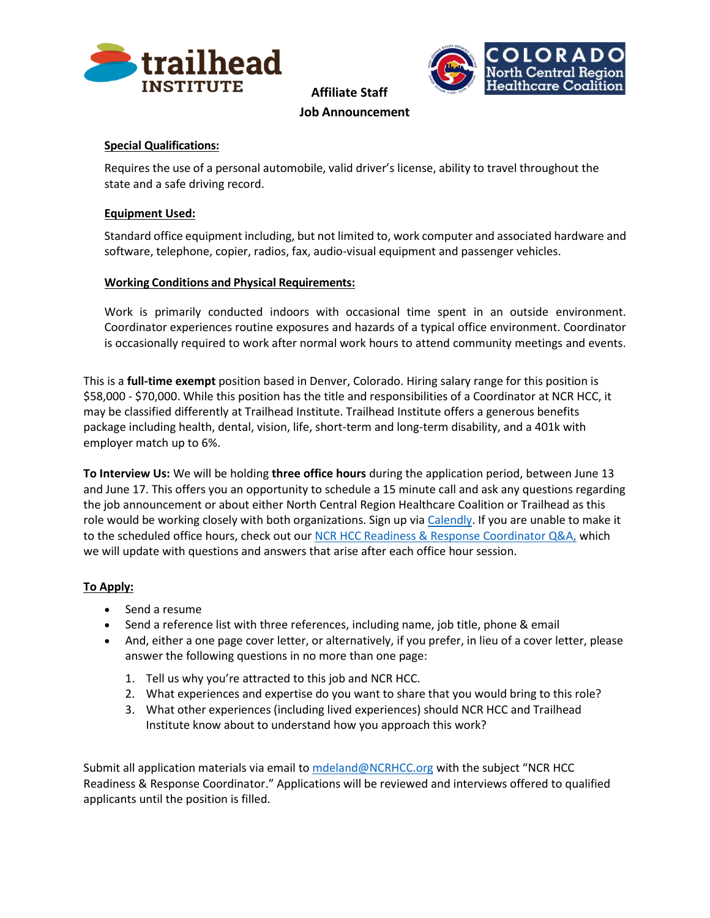**Affiliate Staff**

**Job Announcement**

**Special Qualifications:**

Requires the use of a personal automobile, valid driver's license, ability to travel throughout the state and a safe driving record.

**Equipment Used:**

Standard office equipment including, but not limited to, work computer and associated hardware and software, telephone, copier, radios, fax, audio-visual equipment and passenger vehicles.

**Working Conditions and Physical Requirements:**

Work is primarily conducted indoors with occasional time spent in an outside environment. Coordinator experiences routine exposures and hazards of a typical office environment. Coordinator is occasionally required to work after normal work hours to attend community meetings and events.

This is a **full-time exempt** position based in Denver, Colorado. Hiring salary range for this position is $58,000 - $70,000. While this position has the title and responsibilities of a Coordinator at NCR HCC, it may be classified differently at Trailhead Institute. Trailhead Institute offers a generous benefits package including health, dental, vision, life, short-term and long-term disability, and a 401k with employer match up to 6%.

**To Interview Us:** We will be holding **three office hours** during the application period, between June 13 and June 17. This offers you an opportunity to schedule a 15 minute call and ask any questions regarding the job announcement or about either North Central Region Healthcare Coalition or Trailhead as this role would be working closely with both organizations. Sign up via Calendly. If you are unable to make it to the scheduled office hours, check out our NCR HCC Readiness & Response Coordinator Q&A, which we will update with questions and answers that arise after each office hour session.

**To Apply:**

- Send a resume
- Send a reference list with three references, including name, job title, phone & email
- And, either a one page cover letter, or alternatively, if you prefer, in lieu of a cover letter, please answer the following questions in no more than one page:
  1. Tell us why you're attracted to this job and NCR HCC.
  2. What experiences and expertise do you want to share that you would bring to this role?
  3. What other experiences (including lived experiences) should NCR HCC and Trailhead Institute know about to understand how you approach this work?

Submit all application materials via email to mdeland@NCRHCC.org with the subject "NCR HCC Readiness & Response Coordinator." Applications will be reviewed and interviews offered to qualified applicants until the position is filled.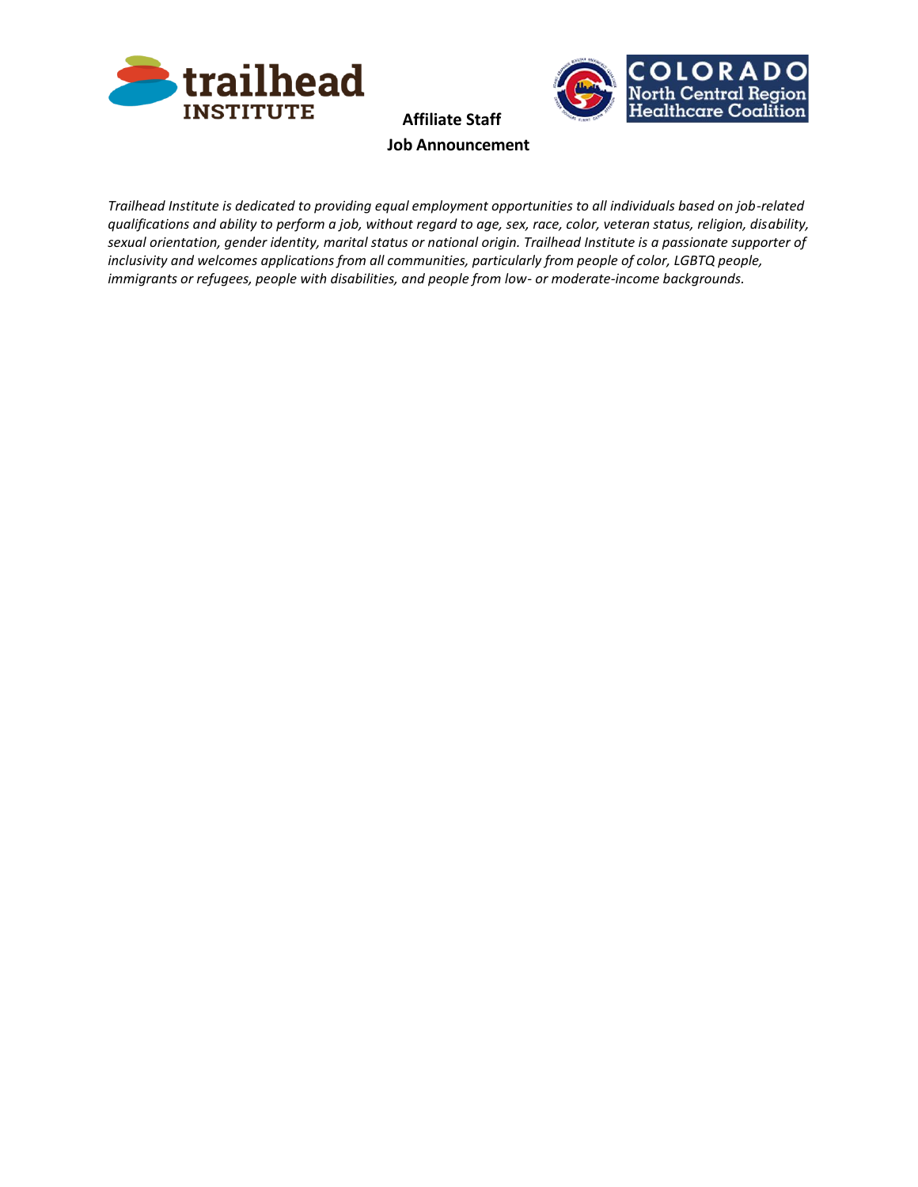**Affiliate Staff**

**Job Announcement**

*Trailhead Institute is dedicated to providing equal employment opportunities to all individuals based on job-related qualifications and ability to perform a job, without regard to age, sex, race, color, veteran status, religion, disability, sexual orientation, gender identity, marital status or national origin. Trailhead Institute is a passionate supporter of inclusivity and welcomes applications from all communities, particularly from people of color, LGBTQ people, immigrants or refugees, people with disabilities, and people from low- or moderate-income backgrounds.*